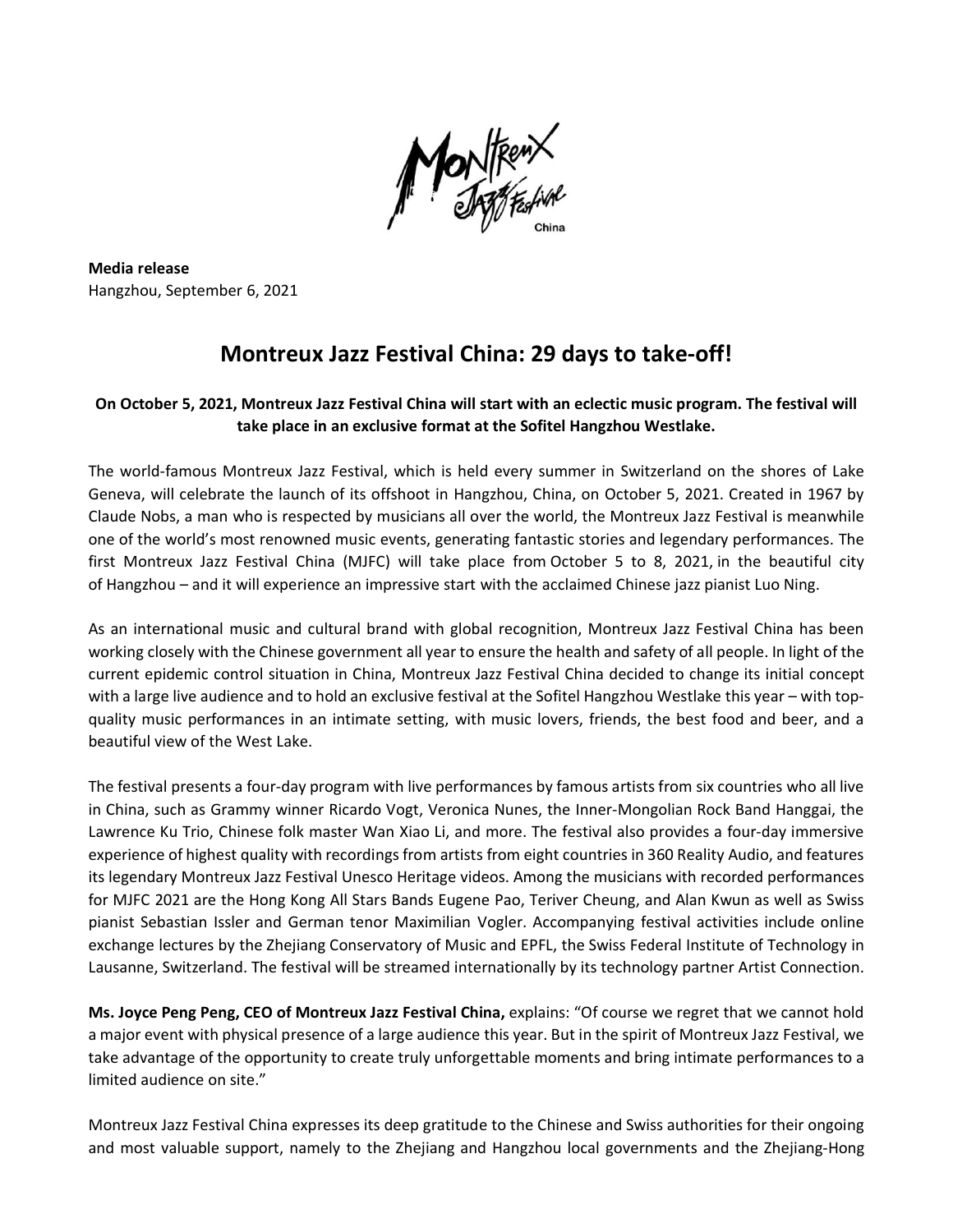**Media release**
Hangzhou, September 6, 2021

# Montreux Jazz Festival China: 29 days to take-off!

**On October 5, 2021, Montreux Jazz Festival China will start with an eclectic music program. The festival will take place in an exclusive format at the Sofitel Hangzhou Westlake.**

The world-famous Montreux Jazz Festival, which is held every summer in Switzerland on the shores of Lake Geneva, will celebrate the launch of its offshoot in Hangzhou, China, on October 5, 2021. Created in 1967 by Claude Nobs, a man who is respected by musicians all over the world, the Montreux Jazz Festival is meanwhile one of the world's most renowned music events, generating fantastic stories and legendary performances. The first Montreux Jazz Festival China (MJFC) will take place from October 5 to 8, 2021, in the beautiful city of Hangzhou – and it will experience an impressive start with the acclaimed Chinese jazz pianist Luo Ning.

As an international music and cultural brand with global recognition, Montreux Jazz Festival China has been working closely with the Chinese government all year to ensure the health and safety of all people. In light of the current epidemic control situation in China, Montreux Jazz Festival China decided to change its initial concept with a large live audience and to hold an exclusive festival at the Sofitel Hangzhou Westlake this year – with top-quality music performances in an intimate setting, with music lovers, friends, the best food and beer, and a beautiful view of the West Lake.

The festival presents a four-day program with live performances by famous artists from six countries who all live in China, such as Grammy winner Ricardo Vogt, Veronica Nunes, the Inner-Mongolian Rock Band Hanggai, the Lawrence Ku Trio, Chinese folk master Wan Xiao Li, and more. The festival also provides a four-day immersive experience of highest quality with recordings from artists from eight countries in 360 Reality Audio, and features its legendary Montreux Jazz Festival Unesco Heritage videos. Among the musicians with recorded performances for MJFC 2021 are the Hong Kong All Stars Bands Eugene Pao, Teriver Cheung, and Alan Kwun as well as Swiss pianist Sebastian Issler and German tenor Maximilian Vogler. Accompanying festival activities include online exchange lectures by the Zhejiang Conservatory of Music and EPFL, the Swiss Federal Institute of Technology in Lausanne, Switzerland. The festival will be streamed internationally by its technology partner Artist Connection.

**Ms. Joyce Peng Peng, CEO of Montreux Jazz Festival China,** explains: "Of course we regret that we cannot hold a major event with physical presence of a large audience this year. But in the spirit of Montreux Jazz Festival, we take advantage of the opportunity to create truly unforgettable moments and bring intimate performances to a limited audience on site."

Montreux Jazz Festival China expresses its deep gratitude to the Chinese and Swiss authorities for their ongoing and most valuable support, namely to the Zhejiang and Hangzhou local governments and the Zhejiang-Hong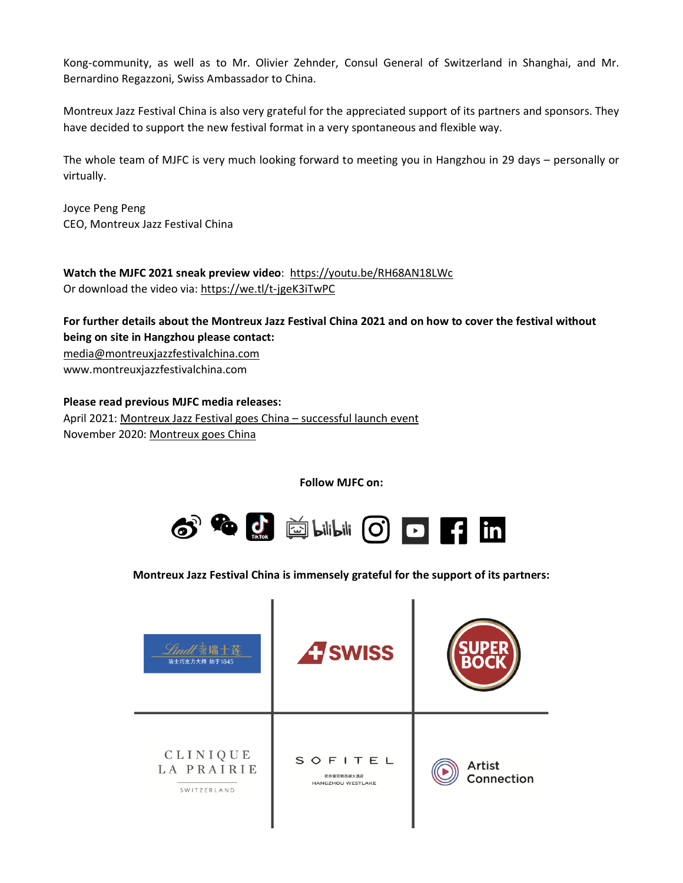Kong-community, as well as to Mr. Olivier Zehnder, Consul General of Switzerland in Shanghai, and Mr. Bernardino Regazzoni, Swiss Ambassador to China.

Montreux Jazz Festival China is also very grateful for the appreciated support of its partners and sponsors. They have decided to support the new festival format in a very spontaneous and flexible way.

The whole team of MJFC is very much looking forward to meeting you in Hangzhou in 29 days – personally or virtually.

Joyce Peng Peng
CEO, Montreux Jazz Festival China

**Watch the MJFC 2021 sneak preview video**: https://youtu.be/RH68AN18LWc
Or download the video via: https://we.tl/t-jgeK3iTwPC

**For further details about the Montreux Jazz Festival China 2021 and on how to cover the festival without being on site in Hangzhou please contact:**
media@montreuxjazzfestivalchina.com
www.montreuxjazzfestivalchina.com

**Please read previous MJFC media releases:**
April 2021: Montreux Jazz Festival goes China – successful launch event
November 2020: Montreux goes China

**Follow MJFC on:**

**Montreux Jazz Festival China is immensely grateful for the support of its partners:**

| | | |
|---|---|---|
| Lindt 瑞士莲 瑞士巧克力大师 始于1845 | SWISS | SUPER BOCK |
| CLINIQUE LA PRAIRIE SWITZERLAND | SOFITEL HANGZHOU WESTLAKE | Artist Connection |